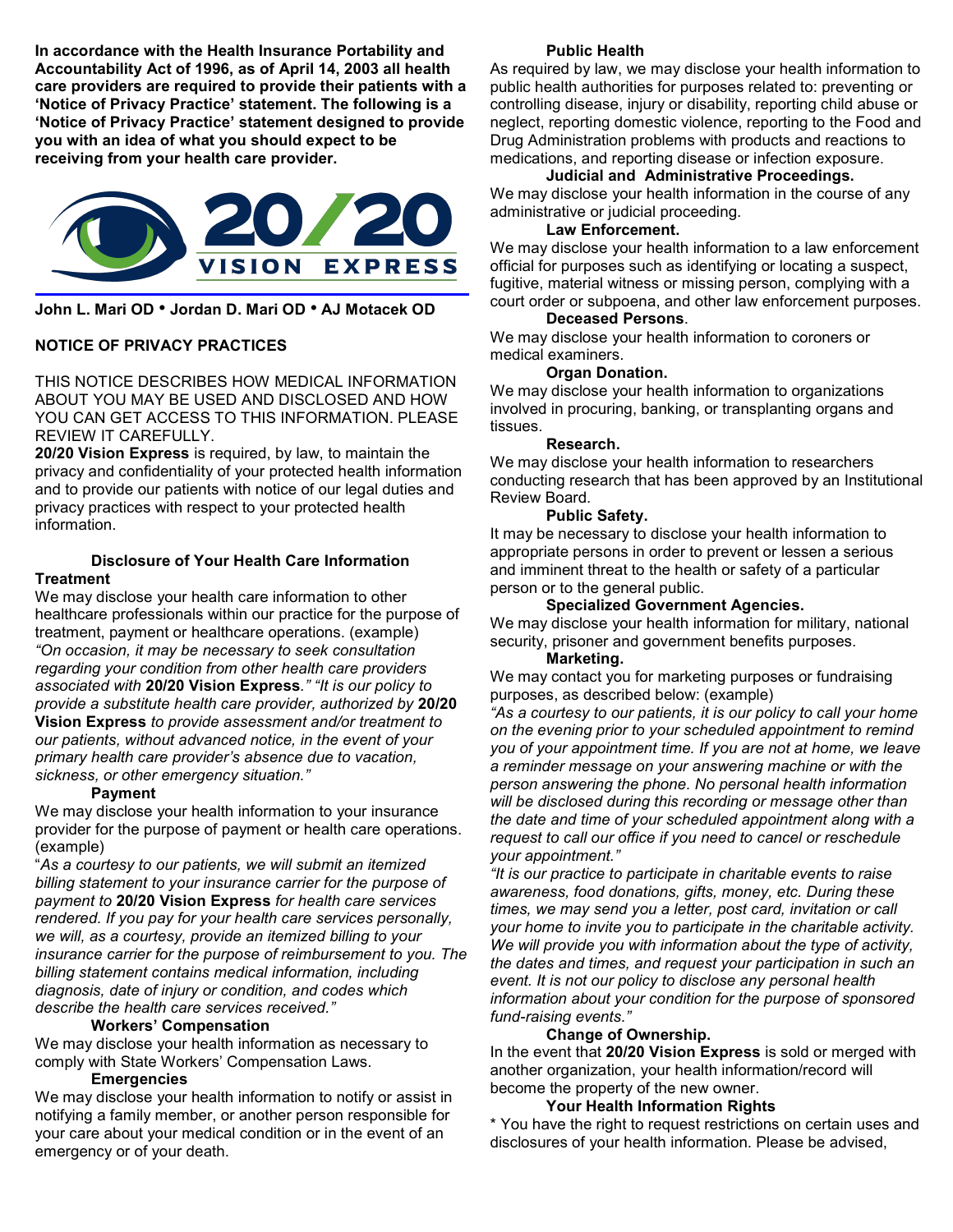**In accordance with the Health Insurance Portability and Accountability Act of 1996, as of April 14, 2003 all health care providers are required to provide their patients with a 'Notice of Privacy Practice' statement. The following is a 'Notice of Privacy Practice' statement designed to provide you with an idea of what you should expect to be receiving from your health care provider.**

20/20 VISION EXPRESS

**John L. Mari OD • Jordan D. Mari OD • AJ Motacek OD**

## NOTICE OF PRIVACY PRACTICES

THIS NOTICE DESCRIBES HOW MEDICAL INFORMATION ABOUT YOU MAY BE USED AND DISCLOSED AND HOW YOU CAN GET ACCESS TO THIS INFORMATION. PLEASE REVIEW IT CAREFULLY.

**20/20 Vision Express** is required, by law, to maintain the privacy and confidentiality of your protected health information and to provide our patients with notice of our legal duties and privacy practices with respect to your protected health information.

### Disclosure of Your Health Care Information

**Treatment**

We may disclose your health care information to other healthcare professionals within our practice for the purpose of treatment, payment or healthcare operations. (example) *"On occasion, it may be necessary to seek consultation regarding your condition from other health care providers associated with* ***20/20 Vision Express****." "It is our policy to provide a substitute health care provider, authorized by* ***20/20 Vision Express*** *to provide assessment and/or treatment to our patients, without advanced notice, in the event of your primary health care provider's absence due to vacation, sickness, or other emergency situation."*

**Payment**

We may disclose your health information to your insurance provider for the purpose of payment or health care operations. (example)

*"As a courtesy to our patients, we will submit an itemized billing statement to your insurance carrier for the purpose of payment to* ***20/20 Vision Express*** *for health care services rendered. If you pay for your health care services personally, we will, as a courtesy, provide an itemized billing to your insurance carrier for the purpose of reimbursement to you. The billing statement contains medical information, including diagnosis, date of injury or condition, and codes which describe the health care services received."*

**Workers' Compensation**

We may disclose your health information as necessary to comply with State Workers' Compensation Laws.

**Emergencies**

We may disclose your health information to notify or assist in notifying a family member, or another person responsible for your care about your medical condition or in the event of an emergency or of your death.

**Public Health**

As required by law, we may disclose your health information to public health authorities for purposes related to: preventing or controlling disease, injury or disability, reporting child abuse or neglect, reporting domestic violence, reporting to the Food and Drug Administration problems with products and reactions to medications, and reporting disease or infection exposure.

**Judicial and Administrative Proceedings.**

We may disclose your health information in the course of any administrative or judicial proceeding.

**Law Enforcement.**

We may disclose your health information to a law enforcement official for purposes such as identifying or locating a suspect, fugitive, material witness or missing person, complying with a court order or subpoena, and other law enforcement purposes.

**Deceased Persons**.

We may disclose your health information to coroners or medical examiners.

**Organ Donation.**

We may disclose your health information to organizations involved in procuring, banking, or transplanting organs and tissues.

**Research.**

We may disclose your health information to researchers conducting research that has been approved by an Institutional Review Board.

**Public Safety.**

It may be necessary to disclose your health information to appropriate persons in order to prevent or lessen a serious and imminent threat to the health or safety of a particular person or to the general public.

**Specialized Government Agencies.**

We may disclose your health information for military, national security, prisoner and government benefits purposes.

**Marketing.**

We may contact you for marketing purposes or fundraising purposes, as described below: (example)

*"As a courtesy to our patients, it is our policy to call your home on the evening prior to your scheduled appointment to remind you of your appointment time. If you are not at home, we leave a reminder message on your answering machine or with the person answering the phone. No personal health information will be disclosed during this recording or message other than the date and time of your scheduled appointment along with a request to call our office if you need to cancel or reschedule your appointment."*

*"It is our practice to participate in charitable events to raise awareness, food donations, gifts, money, etc. During these times, we may send you a letter, post card, invitation or call your home to invite you to participate in the charitable activity. We will provide you with information about the type of activity, the dates and times, and request your participation in such an event. It is not our policy to disclose any personal health information about your condition for the purpose of sponsored fund-raising events."*

**Change of Ownership.**

In the event that **20/20 Vision Express** is sold or merged with another organization, your health information/record will become the property of the new owner.

### Your Health Information Rights

* You have the right to request restrictions on certain uses and disclosures of your health information. Please be advised,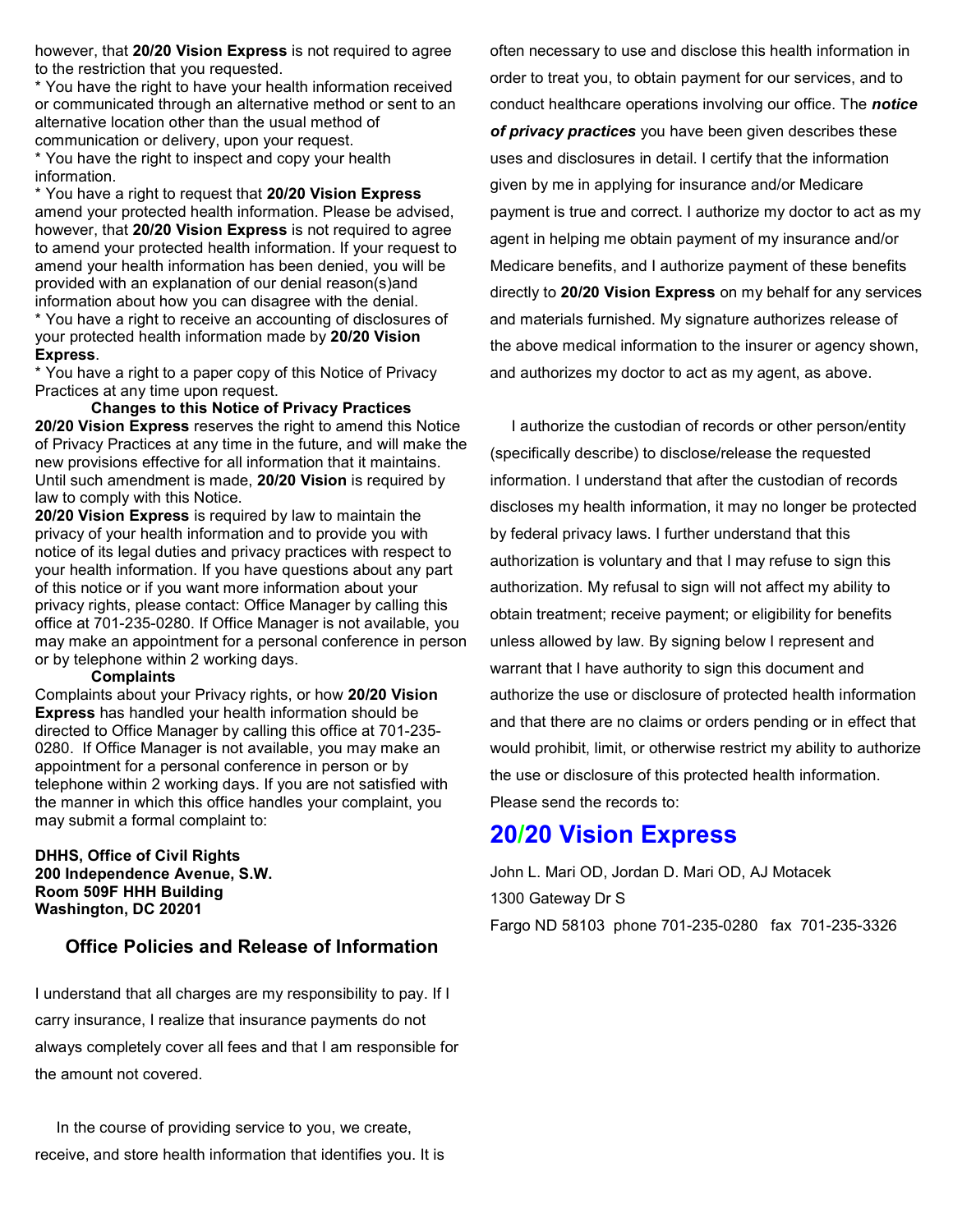however, that **20/20 Vision Express** is not required to agree to the restriction that you requested.

* You have the right to have your health information received or communicated through an alternative method or sent to an alternative location other than the usual method of communication or delivery, upon your request.

* You have the right to inspect and copy your health information.

* You have a right to request that **20/20 Vision Express** amend your protected health information. Please be advised, however, that **20/20 Vision Express** is not required to agree to amend your protected health information. If your request to amend your health information has been denied, you will be provided with an explanation of our denial reason(s)and information about how you can disagree with the denial.

* You have a right to receive an accounting of disclosures of your protected health information made by **20/20 Vision Express**.

* You have a right to a paper copy of this Notice of Privacy Practices at any time upon request.

**Changes to this Notice of Privacy Practices**

**20/20 Vision Express** reserves the right to amend this Notice of Privacy Practices at any time in the future, and will make the new provisions effective for all information that it maintains. Until such amendment is made, **20/20 Vision** is required by law to comply with this Notice.

**20/20 Vision Express** is required by law to maintain the privacy of your health information and to provide you with notice of its legal duties and privacy practices with respect to your health information. If you have questions about any part of this notice or if you want more information about your privacy rights, please contact: Office Manager by calling this office at 701-235-0280. If Office Manager is not available, you may make an appointment for a personal conference in person or by telephone within 2 working days.

**Complaints**

Complaints about your Privacy rights, or how **20/20 Vision Express** has handled your health information should be directed to Office Manager by calling this office at 701-235-0280. If Office Manager is not available, you may make an appointment for a personal conference in person or by telephone within 2 working days. If you are not satisfied with the manner in which this office handles your complaint, you may submit a formal complaint to:

**DHHS, Office of Civil Rights**
**200 Independence Avenue, S.W.**
**Room 509F HHH Building**
**Washington, DC 20201**

## Office Policies and Release of Information

I understand that all charges are my responsibility to pay. If I carry insurance, I realize that insurance payments do not always completely cover all fees and that I am responsible for the amount not covered.

In the course of providing service to you, we create, receive, and store health information that identifies you. It is often necessary to use and disclose this health information in order to treat you, to obtain payment for our services, and to conduct healthcare operations involving our office. The ***notice of privacy practices*** you have been given describes these uses and disclosures in detail. I certify that the information given by me in applying for insurance and/or Medicare payment is true and correct. I authorize my doctor to act as my agent in helping me obtain payment of my insurance and/or Medicare benefits, and I authorize payment of these benefits directly to **20/20 Vision Express** on my behalf for any services and materials furnished. My signature authorizes release of the above medical information to the insurer or agency shown, and authorizes my doctor to act as my agent, as above.

I authorize the custodian of records or other person/entity (specifically describe) to disclose/release the requested information. I understand that after the custodian of records discloses my health information, it may no longer be protected by federal privacy laws. I further understand that this authorization is voluntary and that I may refuse to sign this authorization. My refusal to sign will not affect my ability to obtain treatment; receive payment; or eligibility for benefits unless allowed by law. By signing below I represent and warrant that I have authority to sign this document and authorize the use or disclosure of protected health information and that there are no claims or orders pending or in effect that would prohibit, limit, or otherwise restrict my ability to authorize the use or disclosure of this protected health information.

Please send the records to:

## 20/20 Vision Express

John L. Mari OD, Jordan D. Mari OD, AJ Motacek
1300 Gateway Dr S
Fargo ND 58103 phone 701-235-0280 fax 701-235-3326